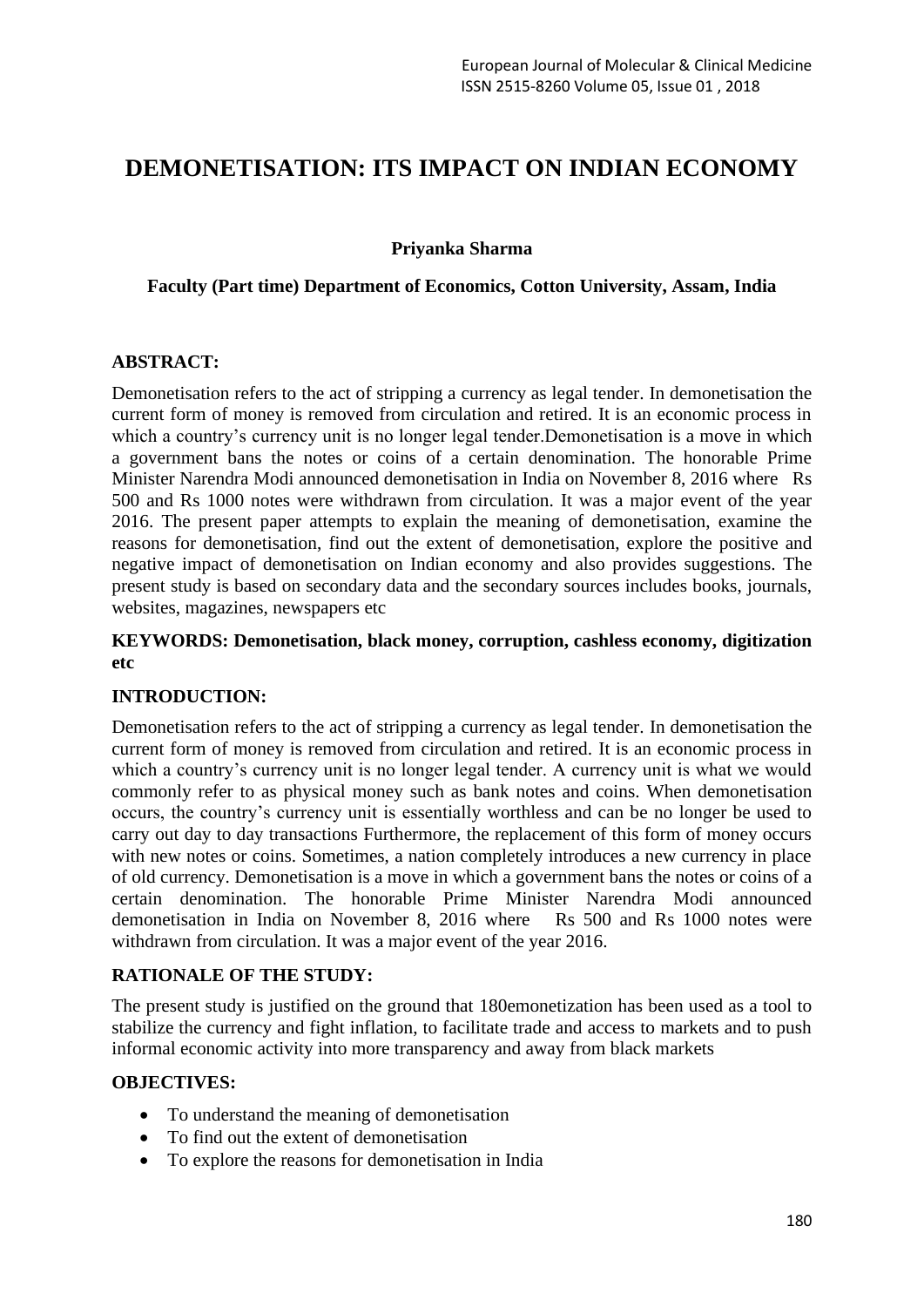# DEMONETISATION: ITS IMPACT ON INDIAN ECONOMY

**Priyanka Sharma**

**Faculty (Part time) Department of Economics, Cotton University, Assam, India**

## ABSTRACT:

Demonetisation refers to the act of stripping a currency as legal tender. In demonetisation the current form of money is removed from circulation and retired. It is an economic process in which a country's currency unit is no longer legal tender.Demonetisation is a move in which a government bans the notes or coins of a certain denomination. The honorable Prime Minister Narendra Modi announced demonetisation in India on November 8, 2016 where Rs 500 and Rs 1000 notes were withdrawn from circulation. It was a major event of the year 2016. The present paper attempts to explain the meaning of demonetisation, examine the reasons for demonetisation, find out the extent of demonetisation, explore the positive and negative impact of demonetisation on Indian economy and also provides suggestions. The present study is based on secondary data and the secondary sources includes books, journals, websites, magazines, newspapers etc

**KEYWORDS: Demonetisation, black money, corruption, cashless economy, digitization etc**

## INTRODUCTION:

Demonetisation refers to the act of stripping a currency as legal tender. In demonetisation the current form of money is removed from circulation and retired. It is an economic process in which a country's currency unit is no longer legal tender. A currency unit is what we would commonly refer to as physical money such as bank notes and coins. When demonetisation occurs, the country's currency unit is essentially worthless and can be no longer be used to carry out day to day transactions Furthermore, the replacement of this form of money occurs with new notes or coins. Sometimes, a nation completely introduces a new currency in place of old currency. Demonetisation is a move in which a government bans the notes or coins of a certain denomination. The honorable Prime Minister Narendra Modi announced demonetisation in India on November 8, 2016 where Rs 500 and Rs 1000 notes were withdrawn from circulation. It was a major event of the year 2016.

## RATIONALE OF THE STUDY:

The present study is justified on the ground that 180emonetization has been used as a tool to stabilize the currency and fight inflation, to facilitate trade and access to markets and to push informal economic activity into more transparency and away from black markets

## OBJECTIVES:

- To understand the meaning of demonetisation
- To find out the extent of demonetisation
- To explore the reasons for demonetisation in India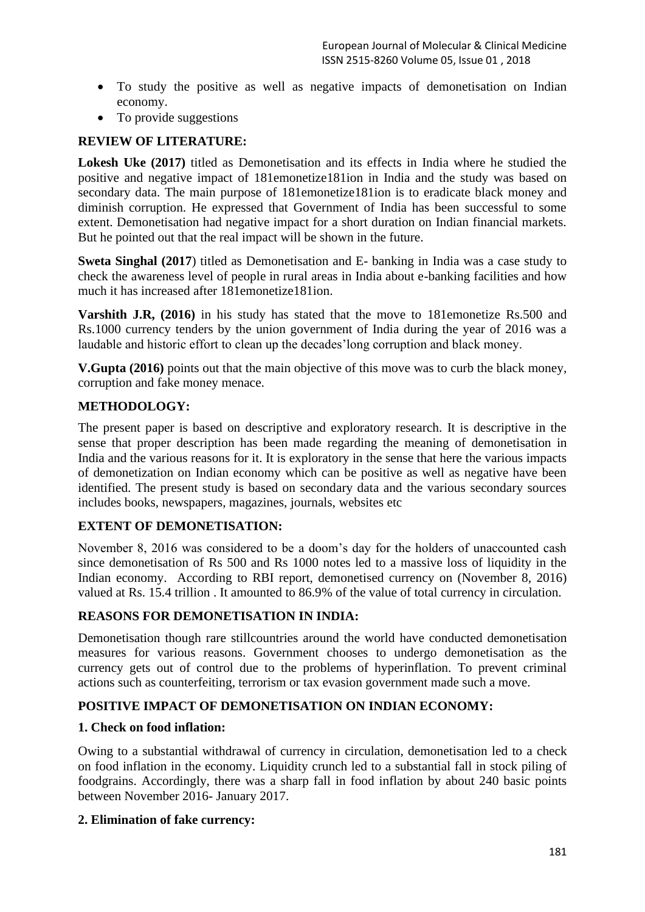- To study the positive as well as negative impacts of demonetisation on Indian economy.
- To provide suggestions

## REVIEW OF LITERATURE:

**Lokesh Uke (2017)** titled as Demonetisation and its effects in India where he studied the positive and negative impact of 181emonetize181ion in India and the study was based on secondary data. The main purpose of 181emonetize181ion is to eradicate black money and diminish corruption. He expressed that Government of India has been successful to some extent. Demonetisation had negative impact for a short duration on Indian financial markets. But he pointed out that the real impact will be shown in the future.

**Sweta Singhal (2017**) titled as Demonetisation and E- banking in India was a case study to check the awareness level of people in rural areas in India about e-banking facilities and how much it has increased after 181emonetize181ion.

**Varshith J.R, (2016)** in his study has stated that the move to 181emonetize Rs.500 and Rs.1000 currency tenders by the union government of India during the year of 2016 was a laudable and historic effort to clean up the decades'long corruption and black money.

**V.Gupta (2016)** points out that the main objective of this move was to curb the black money, corruption and fake money menace.

## METHODOLOGY:

The present paper is based on descriptive and exploratory research. It is descriptive in the sense that proper description has been made regarding the meaning of demonetisation in India and the various reasons for it. It is exploratory in the sense that here the various impacts of demonetization on Indian economy which can be positive as well as negative have been identified. The present study is based on secondary data and the various secondary sources includes books, newspapers, magazines, journals, websites etc

## EXTENT OF DEMONETISATION:

November 8, 2016 was considered to be a doom's day for the holders of unaccounted cash since demonetisation of Rs 500 and Rs 1000 notes led to a massive loss of liquidity in the Indian economy. According to RBI report, demonetised currency on (November 8, 2016) valued at Rs. 15.4 trillion . It amounted to 86.9% of the value of total currency in circulation.

## REASONS FOR DEMONETISATION IN INDIA:

Demonetisation though rare stillcountries around the world have conducted demonetisation measures for various reasons. Government chooses to undergo demonetisation as the currency gets out of control due to the problems of hyperinflation. To prevent criminal actions such as counterfeiting, terrorism or tax evasion government made such a move.

## POSITIVE IMPACT OF DEMONETISATION ON INDIAN ECONOMY:

### 1. Check on food inflation:

Owing to a substantial withdrawal of currency in circulation, demonetisation led to a check on food inflation in the economy. Liquidity crunch led to a substantial fall in stock piling of foodgrains. Accordingly, there was a sharp fall in food inflation by about 240 basic points between November 2016- January 2017.

### 2. Elimination of fake currency: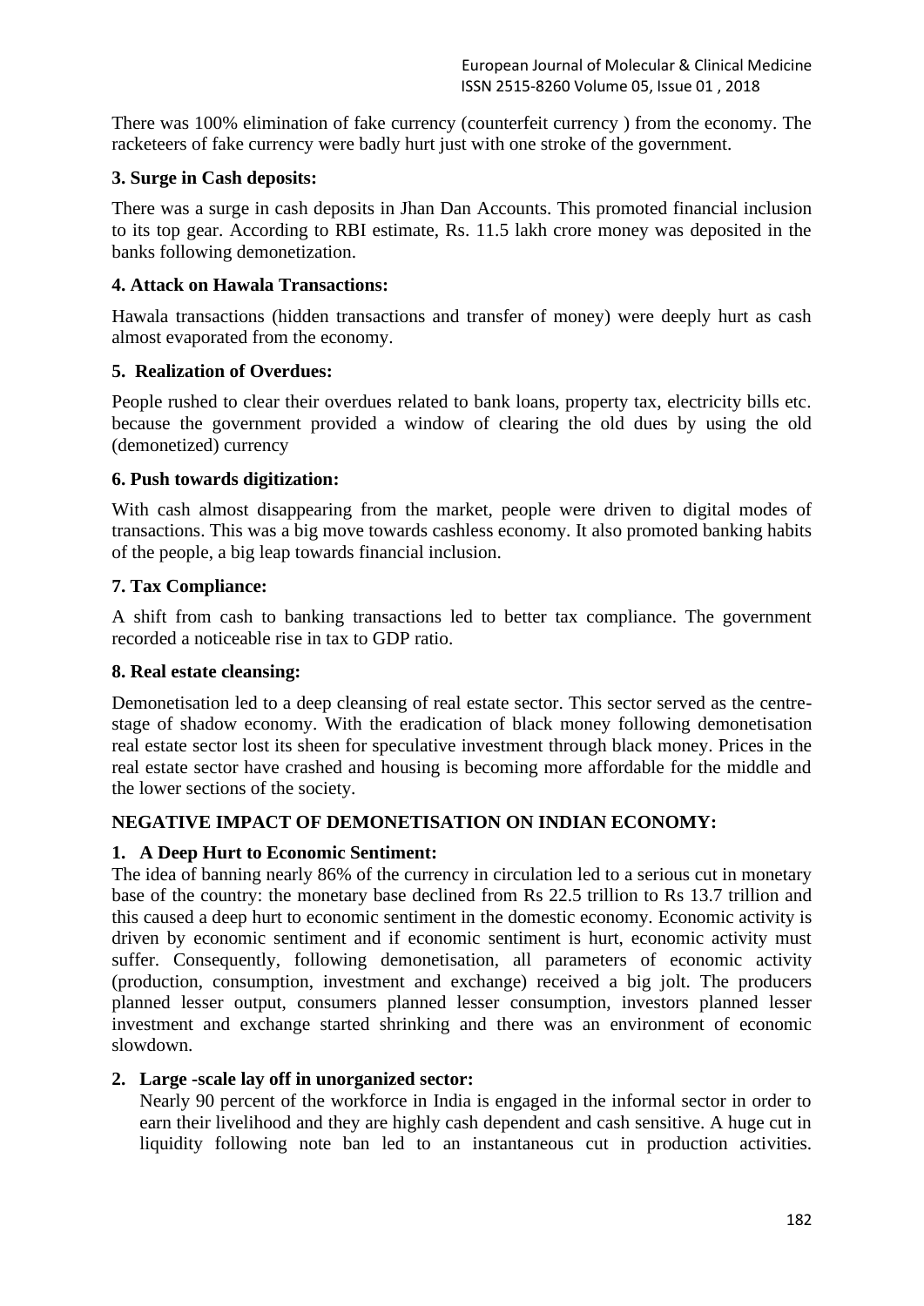There was 100% elimination of fake currency (counterfeit currency ) from the economy. The racketeers of fake currency were badly hurt just with one stroke of the government.

**3. Surge in Cash deposits:**

There was a surge in cash deposits in Jhan Dan Accounts. This promoted financial inclusion to its top gear. According to RBI estimate, Rs. 11.5 lakh crore money was deposited in the banks following demonetization.

**4. Attack on Hawala Transactions:**

Hawala transactions (hidden transactions and transfer of money) were deeply hurt as cash almost evaporated from the economy.

**5. Realization of Overdues:**

People rushed to clear their overdues related to bank loans, property tax, electricity bills etc. because the government provided a window of clearing the old dues by using the old (demonetized) currency

**6. Push towards digitization:**

With cash almost disappearing from the market, people were driven to digital modes of transactions. This was a big move towards cashless economy. It also promoted banking habits of the people, a big leap towards financial inclusion.

**7. Tax Compliance:**

A shift from cash to banking transactions led to better tax compliance. The government recorded a noticeable rise in tax to GDP ratio.

**8. Real estate cleansing:**

Demonetisation led to a deep cleansing of real estate sector. This sector served as the centre-stage of shadow economy. With the eradication of black money following demonetisation real estate sector lost its sheen for speculative investment through black money. Prices in the real estate sector have crashed and housing is becoming more affordable for the middle and the lower sections of the society.

**NEGATIVE IMPACT OF DEMONETISATION ON INDIAN ECONOMY:**

**1. A Deep Hurt to Economic Sentiment:**

The idea of banning nearly 86% of the currency in circulation led to a serious cut in monetary base of the country: the monetary base declined from Rs 22.5 trillion to Rs 13.7 trillion and this caused a deep hurt to economic sentiment in the domestic economy. Economic activity is driven by economic sentiment and if economic sentiment is hurt, economic activity must suffer. Consequently, following demonetisation, all parameters of economic activity (production, consumption, investment and exchange) received a big jolt. The producers planned lesser output, consumers planned lesser consumption, investors planned lesser investment and exchange started shrinking and there was an environment of economic slowdown.

**2. Large -scale lay off in unorganized sector:**

Nearly 90 percent of the workforce in India is engaged in the informal sector in order to earn their livelihood and they are highly cash dependent and cash sensitive. A huge cut in liquidity following note ban led to an instantaneous cut in production activities.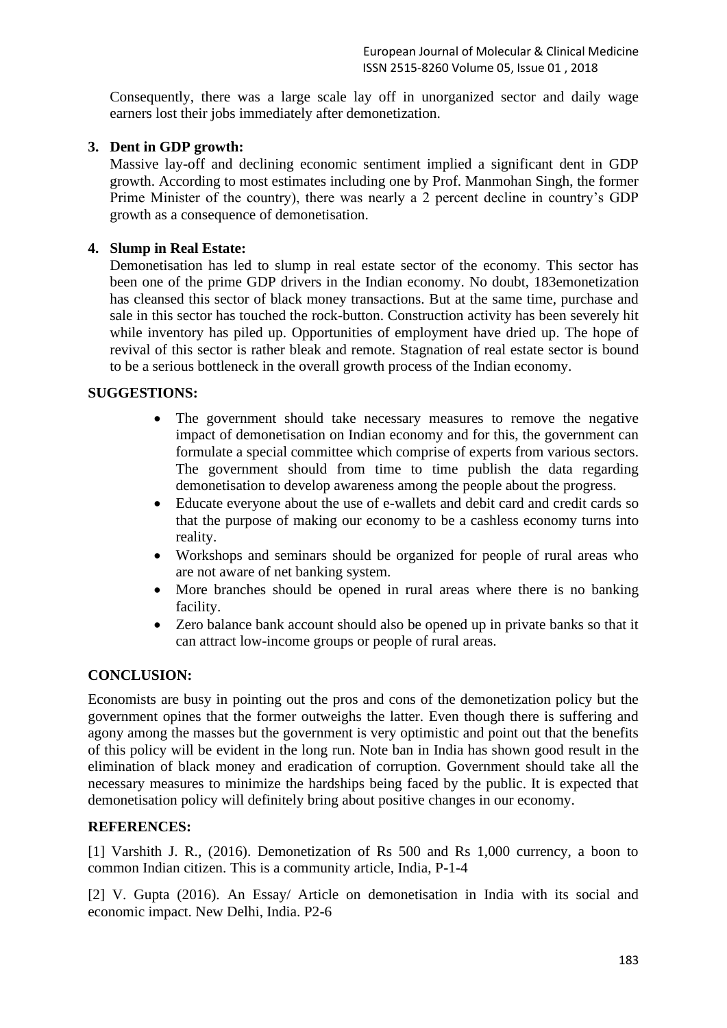Consequently, there was a large scale lay off in unorganized sector and daily wage earners lost their jobs immediately after demonetization.

3. **Dent in GDP growth:**
   Massive lay-off and declining economic sentiment implied a significant dent in GDP growth. According to most estimates including one by Prof. Manmohan Singh, the former Prime Minister of the country), there was nearly a 2 percent decline in country's GDP growth as a consequence of demonetisation.

4. **Slump in Real Estate:**
   Demonetisation has led to slump in real estate sector of the economy. This sector has been one of the prime GDP drivers in the Indian economy. No doubt, 183emonetization has cleansed this sector of black money transactions. But at the same time, purchase and sale in this sector has touched the rock-button. Construction activity has been severely hit while inventory has piled up. Opportunities of employment have dried up. The hope of revival of this sector is rather bleak and remote. Stagnation of real estate sector is bound to be a serious bottleneck in the overall growth process of the Indian economy.

## SUGGESTIONS:

- The government should take necessary measures to remove the negative impact of demonetisation on Indian economy and for this, the government can formulate a special committee which comprise of experts from various sectors. The government should from time to time publish the data regarding demonetisation to develop awareness among the people about the progress.
- Educate everyone about the use of e-wallets and debit card and credit cards so that the purpose of making our economy to be a cashless economy turns into reality.
- Workshops and seminars should be organized for people of rural areas who are not aware of net banking system.
- More branches should be opened in rural areas where there is no banking facility.
- Zero balance bank account should also be opened up in private banks so that it can attract low-income groups or people of rural areas.

## CONCLUSION:

Economists are busy in pointing out the pros and cons of the demonetization policy but the government opines that the former outweighs the latter. Even though there is suffering and agony among the masses but the government is very optimistic and point out that the benefits of this policy will be evident in the long run. Note ban in India has shown good result in the elimination of black money and eradication of corruption. Government should take all the necessary measures to minimize the hardships being faced by the public. It is expected that demonetisation policy will definitely bring about positive changes in our economy.

## REFERENCES:

[1] Varshith J. R., (2016). Demonetization of Rs 500 and Rs 1,000 currency, a boon to common Indian citizen. This is a community article, India, P-1-4

[2] V. Gupta (2016). An Essay/ Article on demonetisation in India with its social and economic impact. New Delhi, India. P2-6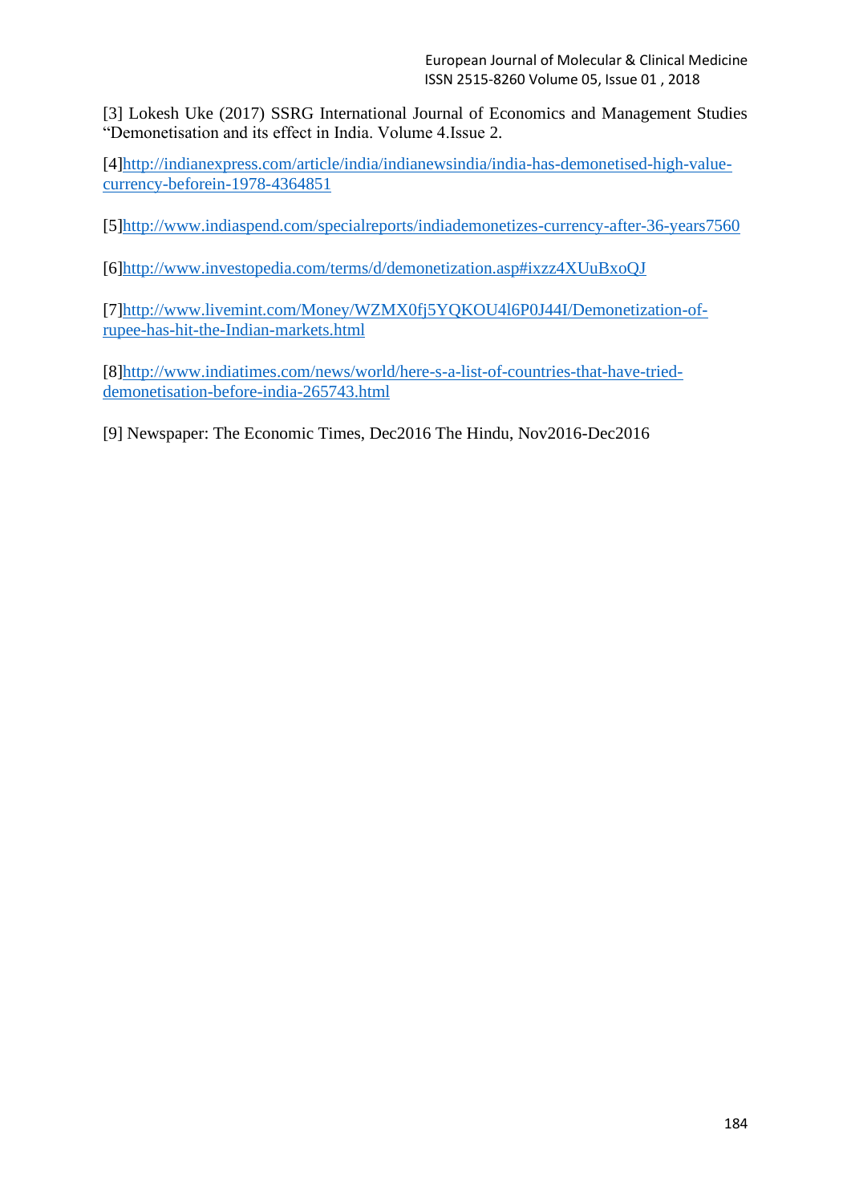[3] Lokesh Uke (2017) SSRG International Journal of Economics and Management Studies "Demonetisation and its effect in India. Volume 4.Issue 2.

[4]http://indianexpress.com/article/india/indianewsindia/india-has-demonetised-high-value-currency-beforein-1978-4364851

[5]http://www.indiaspend.com/specialreports/indiademonetizes-currency-after-36-years7560

[6]http://www.investopedia.com/terms/d/demonetization.asp#ixzz4XUuBxoQJ

[7]http://www.livemint.com/Money/WZMX0fj5YQKOU4l6P0J44I/Demonetization-of-rupee-has-hit-the-Indian-markets.html

[8]http://www.indiatimes.com/news/world/here-s-a-list-of-countries-that-have-tried-demonetisation-before-india-265743.html

[9] Newspaper: The Economic Times, Dec2016 The Hindu, Nov2016-Dec2016